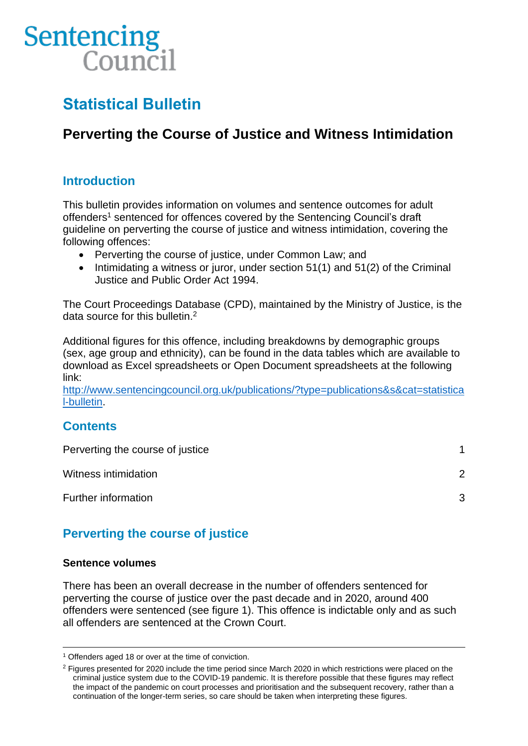Sentencing Council

# Statistical Bulletin

## Perverting the Course of Justice and Witness Intimidation

### Introduction

This bulletin provides information on volumes and sentence outcomes for adult offenders[1] sentenced for offences covered by the Sentencing Council's draft guideline on perverting the course of justice and witness intimidation, covering the following offences:

- Perverting the course of justice, under Common Law; and
- Intimidating a witness or juror, under section 51(1) and 51(2) of the Criminal Justice and Public Order Act 1994.

The Court Proceedings Database (CPD), maintained by the Ministry of Justice, is the data source for this bulletin.[2]

Additional figures for this offence, including breakdowns by demographic groups (sex, age group and ethnicity), can be found in the data tables which are available to download as Excel spreadsheets or Open Document spreadsheets at the following link:
[http://www.sentencingcouncil.org.uk/publications/?type=publications&s&cat=statistical-bulletin](http://www.sentencingcouncil.org.uk/publications/?type=publications&s&cat=statistical-bulletin).

### Contents

| | |
|---|---|
| Perverting the course of justice | 1 |
| Witness intimidation | 2 |
| Further information | 3 |

### Perverting the course of justice

**Sentence volumes**

There has been an overall decrease in the number of offenders sentenced for perverting the course of justice over the past decade and in 2020, around 400 offenders were sentenced (see figure 1). This offence is indictable only and as such all offenders are sentenced at the Crown Court.

---

[1] Offenders aged 18 or over at the time of conviction.

[2] Figures presented for 2020 include the time period since March 2020 in which restrictions were placed on the criminal justice system due to the COVID-19 pandemic. It is therefore possible that these figures may reflect the impact of the pandemic on court processes and prioritisation and the subsequent recovery, rather than a continuation of the longer-term series, so care should be taken when interpreting these figures.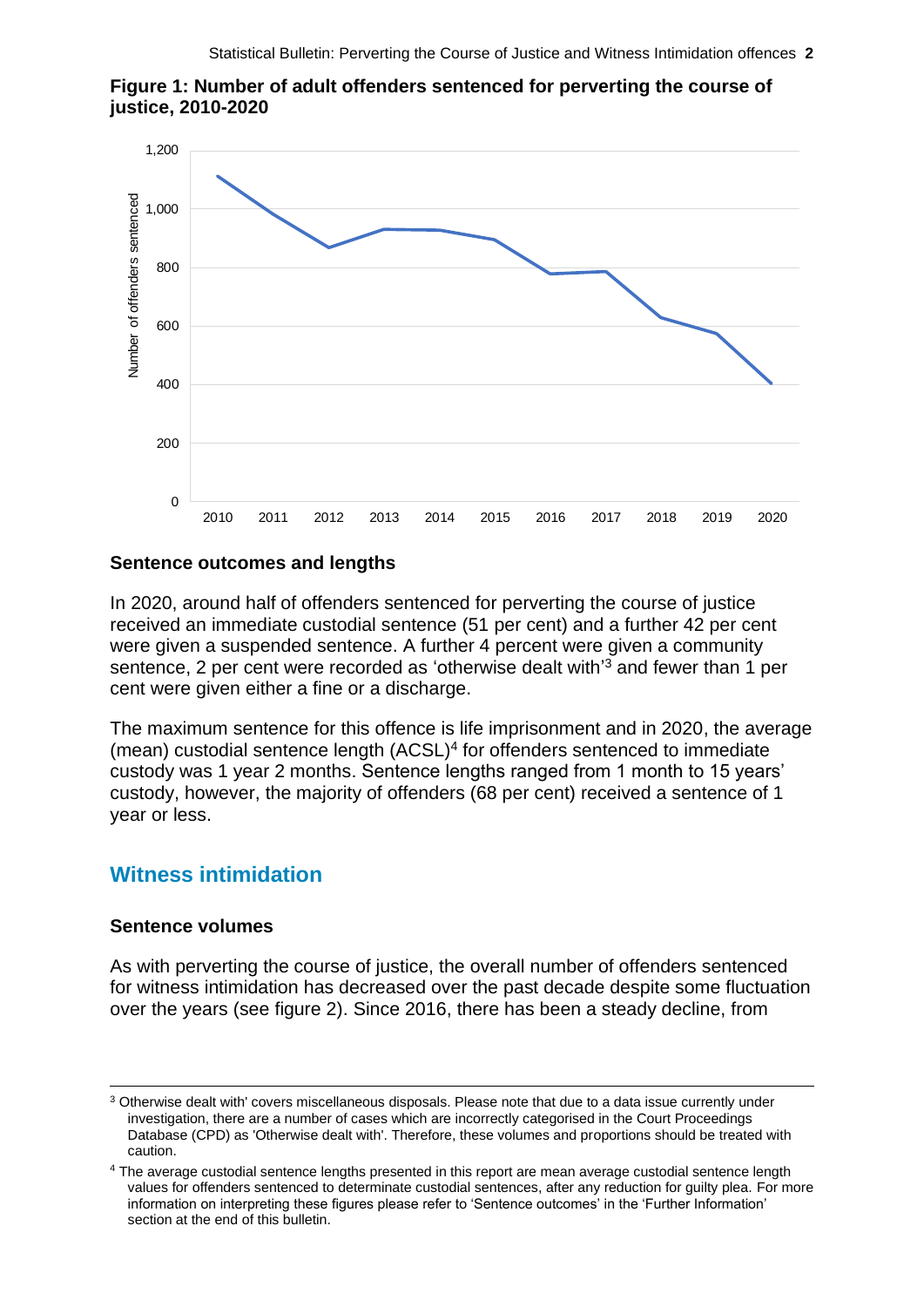**Figure 1: Number of adult offenders sentenced for perverting the course of justice, 2010-2020**

### Sentence outcomes and lengths

In 2020, around half of offenders sentenced for perverting the course of justice received an immediate custodial sentence (51 per cent) and a further 42 per cent were given a suspended sentence. A further 4 percent were given a community sentence, 2 per cent were recorded as 'otherwise dealt with'[3] and fewer than 1 per cent were given either a fine or a discharge.

The maximum sentence for this offence is life imprisonment and in 2020, the average (mean) custodial sentence length (ACSL)[4] for offenders sentenced to immediate custody was 1 year 2 months. Sentence lengths ranged from 1 month to 15 years' custody, however, the majority of offenders (68 per cent) received a sentence of 1 year or less.

## Witness intimidation

### Sentence volumes

As with perverting the course of justice, the overall number of offenders sentenced for witness intimidation has decreased over the past decade despite some fluctuation over the years (see figure 2). Since 2016, there has been a steady decline, from

---

[3] Otherwise dealt with' covers miscellaneous disposals. Please note that due to a data issue currently under investigation, there are a number of cases which are incorrectly categorised in the Court Proceedings Database (CPD) as 'Otherwise dealt with'. Therefore, these volumes and proportions should be treated with caution.

[4] The average custodial sentence lengths presented in this report are mean average custodial sentence length values for offenders sentenced to determinate custodial sentences, after any reduction for guilty plea. For more information on interpreting these figures please refer to 'Sentence outcomes' in the 'Further Information' section at the end of this bulletin.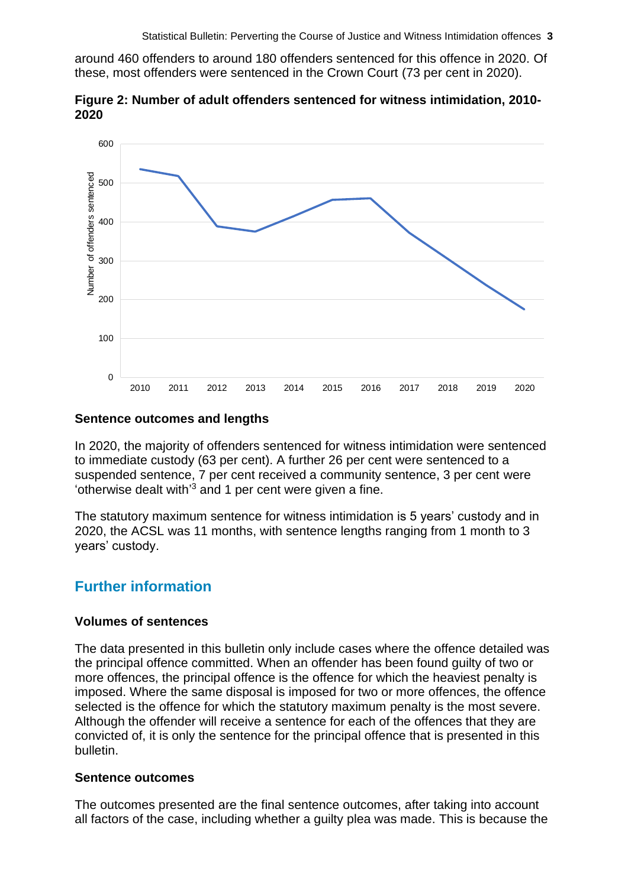around 460 offenders to around 180 offenders sentenced for this offence in 2020. Of these, most offenders were sentenced in the Crown Court (73 per cent in 2020).

**Figure 2: Number of adult offenders sentenced for witness intimidation, 2010-2020**

### Sentence outcomes and lengths

In 2020, the majority of offenders sentenced for witness intimidation were sentenced to immediate custody (63 per cent). A further 26 per cent were sentenced to a suspended sentence, 7 per cent received a community sentence, 3 per cent were 'otherwise dealt with'[3] and 1 per cent were given a fine.

The statutory maximum sentence for witness intimidation is 5 years' custody and in 2020, the ACSL was 11 months, with sentence lengths ranging from 1 month to 3 years' custody.

## Further information

### Volumes of sentences

The data presented in this bulletin only include cases where the offence detailed was the principal offence committed. When an offender has been found guilty of two or more offences, the principal offence is the offence for which the heaviest penalty is imposed. Where the same disposal is imposed for two or more offences, the offence selected is the offence for which the statutory maximum penalty is the most severe. Although the offender will receive a sentence for each of the offences that they are convicted of, it is only the sentence for the principal offence that is presented in this bulletin.

### Sentence outcomes

The outcomes presented are the final sentence outcomes, after taking into account all factors of the case, including whether a guilty plea was made. This is because the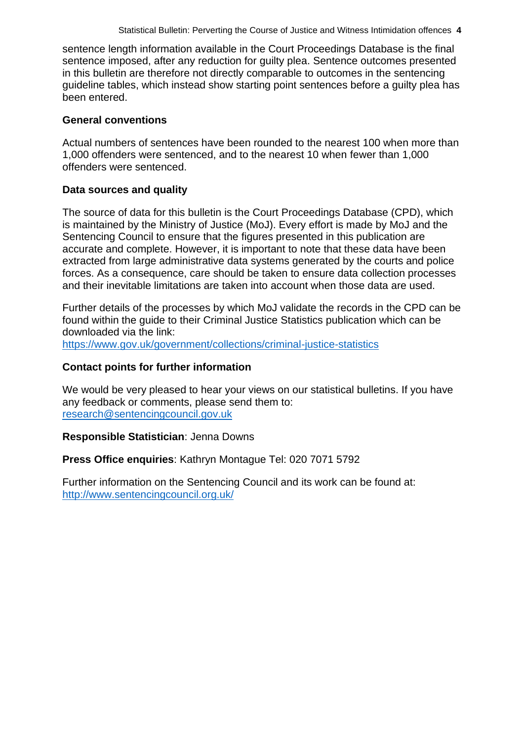sentence length information available in the Court Proceedings Database is the final sentence imposed, after any reduction for guilty plea. Sentence outcomes presented in this bulletin are therefore not directly comparable to outcomes in the sentencing guideline tables, which instead show starting point sentences before a guilty plea has been entered.

**General conventions**

Actual numbers of sentences have been rounded to the nearest 100 when more than 1,000 offenders were sentenced, and to the nearest 10 when fewer than 1,000 offenders were sentenced.

**Data sources and quality**

The source of data for this bulletin is the Court Proceedings Database (CPD), which is maintained by the Ministry of Justice (MoJ). Every effort is made by MoJ and the Sentencing Council to ensure that the figures presented in this publication are accurate and complete. However, it is important to note that these data have been extracted from large administrative data systems generated by the courts and police forces. As a consequence, care should be taken to ensure data collection processes and their inevitable limitations are taken into account when those data are used.

Further details of the processes by which MoJ validate the records in the CPD can be found within the guide to their Criminal Justice Statistics publication which can be downloaded via the link:
[https://www.gov.uk/government/collections/criminal-justice-statistics](https://www.gov.uk/government/collections/criminal-justice-statistics)

**Contact points for further information**

We would be very pleased to hear your views on our statistical bulletins. If you have any feedback or comments, please send them to:
[research@sentencingcouncil.gov.uk](mailto:research@sentencingcouncil.gov.uk)

**Responsible Statistician**: Jenna Downs

**Press Office enquiries**: Kathryn Montague Tel: 020 7071 5792

Further information on the Sentencing Council and its work can be found at:
[http://www.sentencingcouncil.org.uk/](http://www.sentencingcouncil.org.uk/)